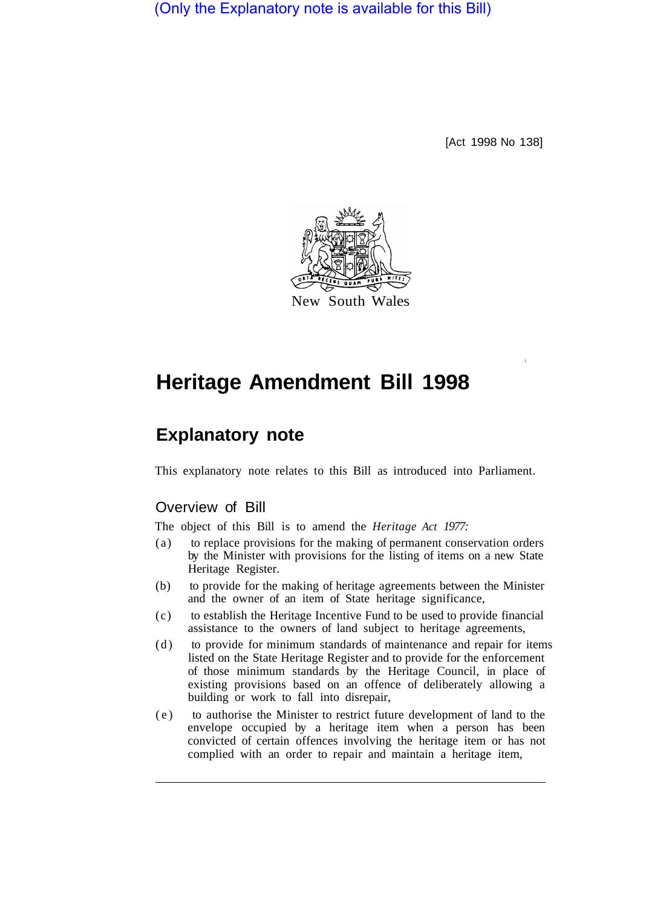(Only the Explanatory note is available for this Bill)

[Act 1998 No 138]

New South Wales

# Heritage Amendment Bill 1998

## Explanatory note

This explanatory note relates to this Bill as introduced into Parliament.

### Overview of Bill

The object of this Bill is to amend the *Heritage Act 1977:*

(a) to replace provisions for the making of permanent conservation orders by the Minister with provisions for the listing of items on a new State Heritage Register.

(b) to provide for the making of heritage agreements between the Minister and the owner of an item of State heritage significance,

(c) to establish the Heritage Incentive Fund to be used to provide financial assistance to the owners of land subject to heritage agreements,

(d) to provide for minimum standards of maintenance and repair for items listed on the State Heritage Register and to provide for the enforcement of those minimum standards by the Heritage Council, in place of existing provisions based on an offence of deliberately allowing a building or work to fall into disrepair,

(e) to authorise the Minister to restrict future development of land to the envelope occupied by a heritage item when a person has been convicted of certain offences involving the heritage item or has not complied with an order to repair and maintain a heritage item,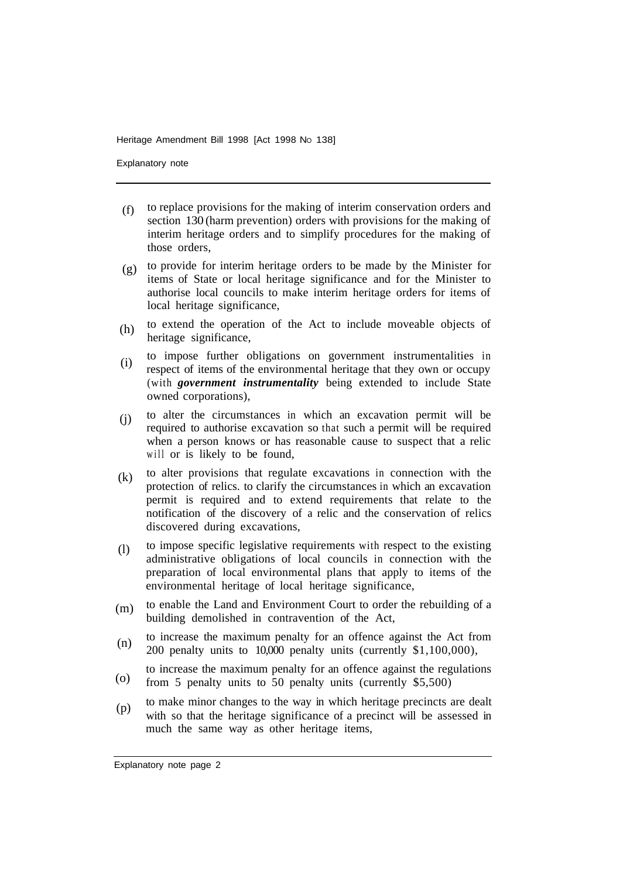(f) to replace provisions for the making of interim conservation orders and section 130 (harm prevention) orders with provisions for the making of interim heritage orders and to simplify procedures for the making of those orders,

(g) to provide for interim heritage orders to be made by the Minister for items of State or local heritage significance and for the Minister to authorise local councils to make interim heritage orders for items of local heritage significance,

(h) to extend the operation of the Act to include moveable objects of heritage significance,

(i) to impose further obligations on government instrumentalities in respect of items of the environmental heritage that they own or occupy (with ***government instrumentality*** being extended to include State owned corporations),

(j) to alter the circumstances in which an excavation permit will be required to authorise excavation so that such a permit will be required when a person knows or has reasonable cause to suspect that a relic will or is likely to be found,

(k) to alter provisions that regulate excavations in connection with the protection of relics. to clarify the circumstances in which an excavation permit is required and to extend requirements that relate to the notification of the discovery of a relic and the conservation of relics discovered during excavations,

(l) to impose specific legislative requirements with respect to the existing administrative obligations of local councils in connection with the preparation of local environmental plans that apply to items of the environmental heritage of local heritage significance,

(m) to enable the Land and Environment Court to order the rebuilding of a building demolished in contravention of the Act,

(n) to increase the maximum penalty for an offence against the Act from 200 penalty units to 10,000 penalty units (currently $1,100,000),

(o) to increase the maximum penalty for an offence against the regulations from 5 penalty units to 50 penalty units (currently $5,500)

(p) to make minor changes to the way in which heritage precincts are dealt with so that the heritage significance of a precinct will be assessed in much the same way as other heritage items,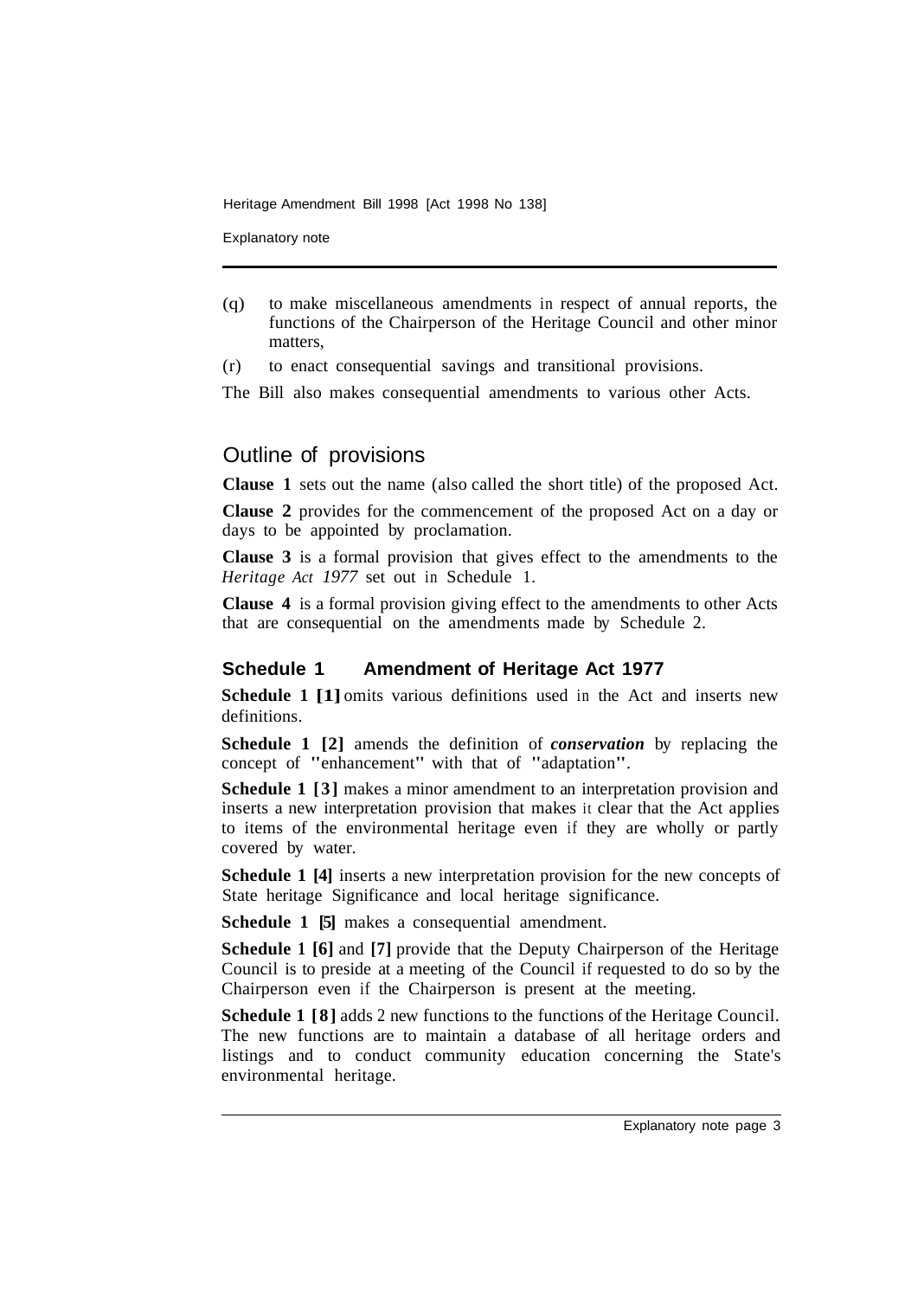(q) to make miscellaneous amendments in respect of annual reports, the functions of the Chairperson of the Heritage Council and other minor matters,

(r) to enact consequential savings and transitional provisions.

The Bill also makes consequential amendments to various other Acts.

## Outline of provisions

**Clause 1** sets out the name (also called the short title) of the proposed Act.

**Clause 2** provides for the commencement of the proposed Act on a day or days to be appointed by proclamation.

**Clause 3** is a formal provision that gives effect to the amendments to the *Heritage Act 1977* set out in Schedule 1.

**Clause 4** is a formal provision giving effect to the amendments to other Acts that are consequential on the amendments made by Schedule 2.

### Schedule 1 Amendment of Heritage Act 1977

**Schedule 1 [1]** omits various definitions used in the Act and inserts new definitions.

**Schedule 1 [2]** amends the definition of ***conservation*** by replacing the concept of "enhancement" with that of "adaptation".

**Schedule 1 [3]** makes a minor amendment to an interpretation provision and inserts a new interpretation provision that makes it clear that the Act applies to items of the environmental heritage even if they are wholly or partly covered by water.

**Schedule 1 [4]** inserts a new interpretation provision for the new concepts of State heritage Significance and local heritage significance.

**Schedule 1 [5]** makes a consequential amendment.

**Schedule 1 [6]** and **[7]** provide that the Deputy Chairperson of the Heritage Council is to preside at a meeting of the Council if requested to do so by the Chairperson even if the Chairperson is present at the meeting.

**Schedule 1 [8]** adds 2 new functions to the functions of the Heritage Council. The new functions are to maintain a database of all heritage orders and listings and to conduct community education concerning the State's environmental heritage.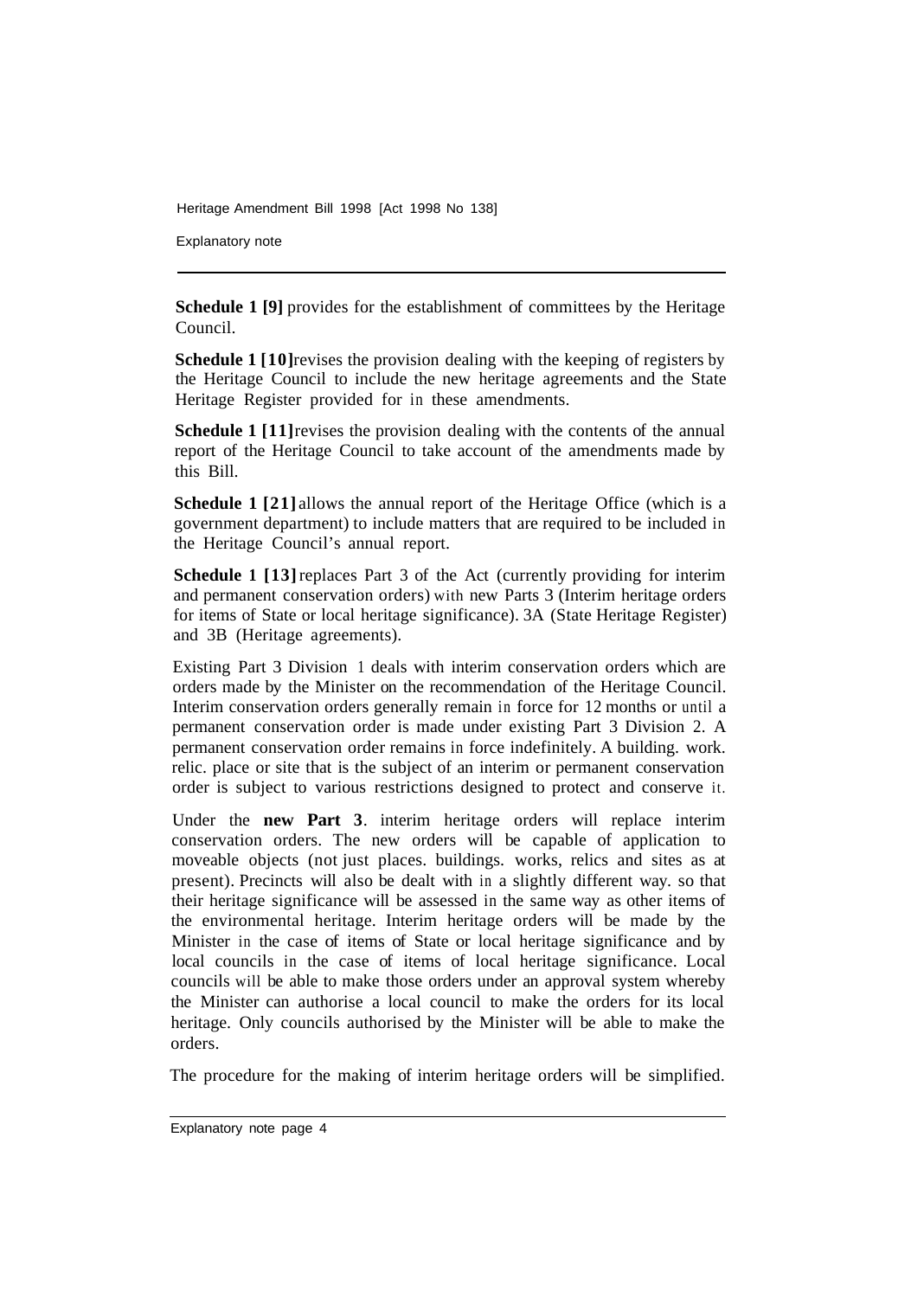**Schedule 1 [9]** provides for the establishment of committees by the Heritage Council.

**Schedule 1 [10]** revises the provision dealing with the keeping of registers by the Heritage Council to include the new heritage agreements and the State Heritage Register provided for in these amendments.

**Schedule 1 [11]** revises the provision dealing with the contents of the annual report of the Heritage Council to take account of the amendments made by this Bill.

**Schedule 1 [21]** allows the annual report of the Heritage Office (which is a government department) to include matters that are required to be included in the Heritage Council's annual report.

**Schedule 1 [13]** replaces Part 3 of the Act (currently providing for interim and permanent conservation orders) with new Parts 3 (Interim heritage orders for items of State or local heritage significance). 3A (State Heritage Register) and 3B (Heritage agreements).

Existing Part 3 Division 1 deals with interim conservation orders which are orders made by the Minister on the recommendation of the Heritage Council. Interim conservation orders generally remain in force for 12 months or until a permanent conservation order is made under existing Part 3 Division 2. A permanent conservation order remains in force indefinitely. A building. work. relic. place or site that is the subject of an interim or permanent conservation order is subject to various restrictions designed to protect and conserve it.

Under the **new Part 3**. interim heritage orders will replace interim conservation orders. The new orders will be capable of application to moveable objects (not just places. buildings. works, relics and sites as at present). Precincts will also be dealt with in a slightly different way. so that their heritage significance will be assessed in the same way as other items of the environmental heritage. Interim heritage orders will be made by the Minister in the case of items of State or local heritage significance and by local councils in the case of items of local heritage significance. Local councils will be able to make those orders under an approval system whereby the Minister can authorise a local council to make the orders for its local heritage. Only councils authorised by the Minister will be able to make the orders.

The procedure for the making of interim heritage orders will be simplified.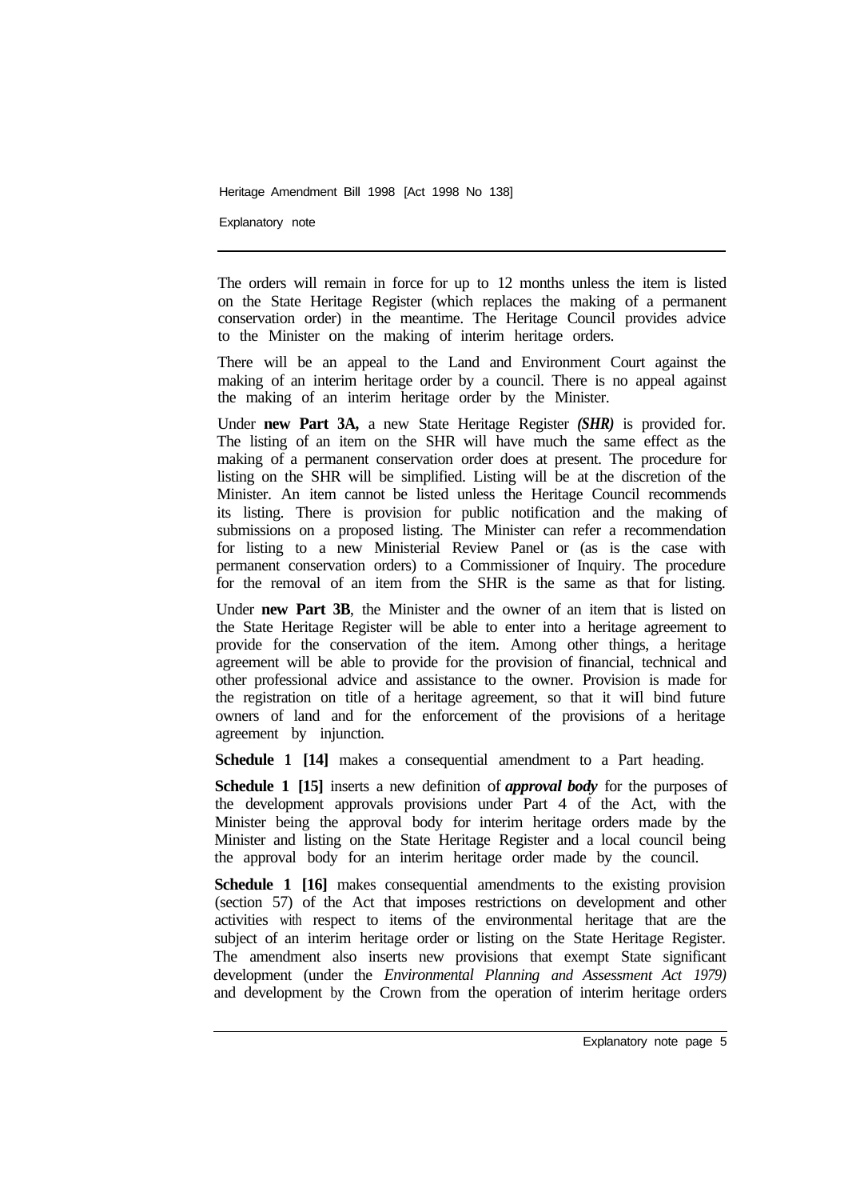The orders will remain in force for up to 12 months unless the item is listed on the State Heritage Register (which replaces the making of a permanent conservation order) in the meantime. The Heritage Council provides advice to the Minister on the making of interim heritage orders.

There will be an appeal to the Land and Environment Court against the making of an interim heritage order by a council. There is no appeal against the making of an interim heritage order by the Minister.

Under **new Part 3A,** a new State Heritage Register ***(SHR)*** is provided for. The listing of an item on the SHR will have much the same effect as the making of a permanent conservation order does at present. The procedure for listing on the SHR will be simplified. Listing will be at the discretion of the Minister. An item cannot be listed unless the Heritage Council recommends its listing. There is provision for public notification and the making of submissions on a proposed listing. The Minister can refer a recommendation for listing to a new Ministerial Review Panel or (as is the case with permanent conservation orders) to a Commissioner of Inquiry. The procedure for the removal of an item from the SHR is the same as that for listing.

Under **new Part 3B**, the Minister and the owner of an item that is listed on the State Heritage Register will be able to enter into a heritage agreement to provide for the conservation of the item. Among other things, a heritage agreement will be able to provide for the provision of financial, technical and other professional advice and assistance to the owner. Provision is made for the registration on title of a heritage agreement, so that it will bind future owners of land and for the enforcement of the provisions of a heritage agreement by injunction.

**Schedule 1 [14]** makes a consequential amendment to a Part heading.

**Schedule 1 [15]** inserts a new definition of ***approval body*** for the purposes of the development approvals provisions under Part 4 of the Act, with the Minister being the approval body for interim heritage orders made by the Minister and listing on the State Heritage Register and a local council being the approval body for an interim heritage order made by the council.

**Schedule 1 [16]** makes consequential amendments to the existing provision (section 57) of the Act that imposes restrictions on development and other activities with respect to items of the environmental heritage that are the subject of an interim heritage order or listing on the State Heritage Register. The amendment also inserts new provisions that exempt State significant development (under the *Environmental Planning and Assessment Act 1979)* and development by the Crown from the operation of interim heritage orders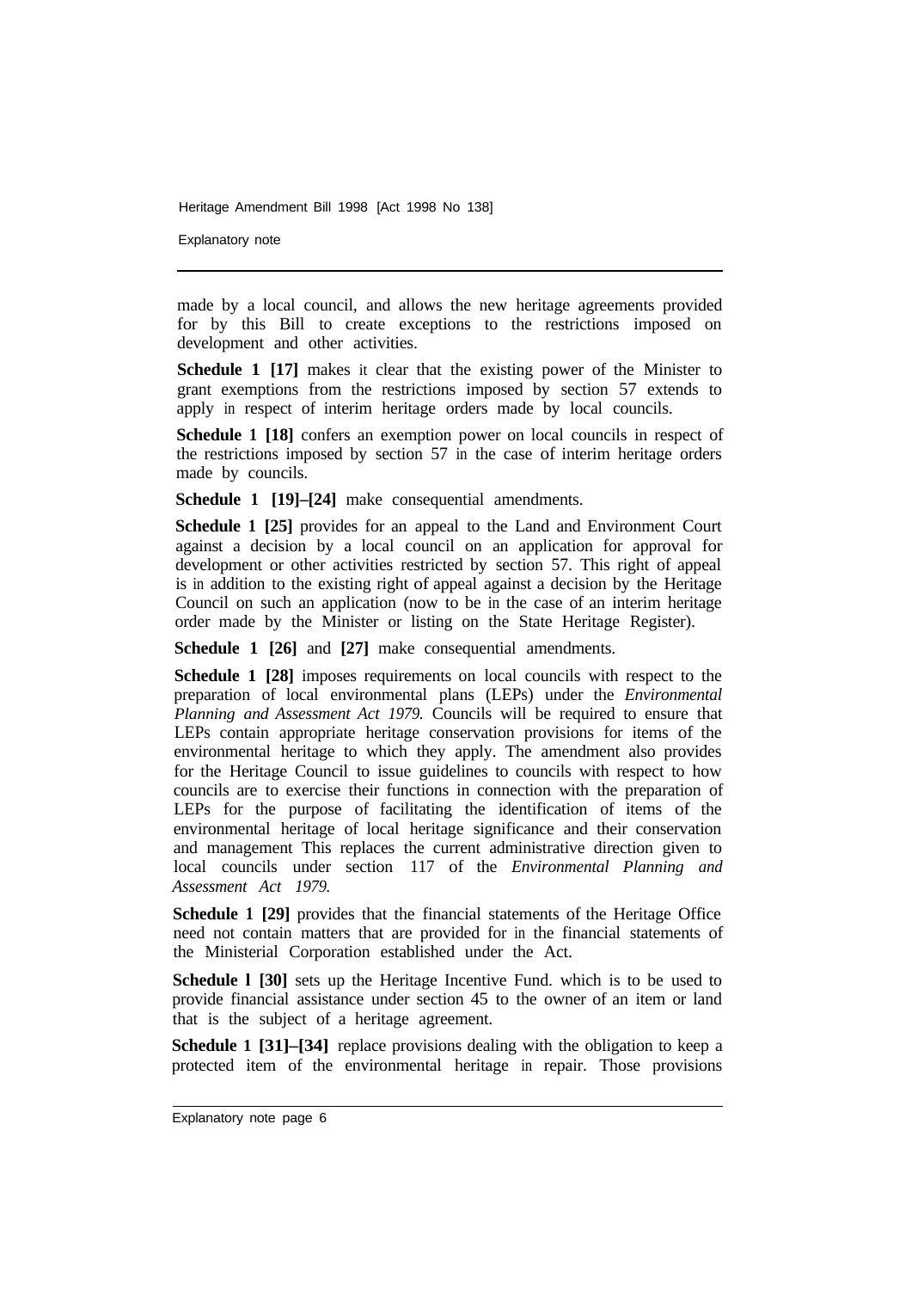made by a local council, and allows the new heritage agreements provided for by this Bill to create exceptions to the restrictions imposed on development and other activities.

**Schedule 1 [17]** makes it clear that the existing power of the Minister to grant exemptions from the restrictions imposed by section 57 extends to apply in respect of interim heritage orders made by local councils.

**Schedule 1 [18]** confers an exemption power on local councils in respect of the restrictions imposed by section 57 in the case of interim heritage orders made by councils.

**Schedule 1 [19]–[24]** make consequential amendments.

**Schedule 1 [25]** provides for an appeal to the Land and Environment Court against a decision by a local council on an application for approval for development or other activities restricted by section 57. This right of appeal is in addition to the existing right of appeal against a decision by the Heritage Council on such an application (now to be in the case of an interim heritage order made by the Minister or listing on the State Heritage Register).

**Schedule 1 [26]** and **[27]** make consequential amendments.

**Schedule 1 [28]** imposes requirements on local councils with respect to the preparation of local environmental plans (LEPs) under the *Environmental Planning and Assessment Act 1979.* Councils will be required to ensure that LEPs contain appropriate heritage conservation provisions for items of the environmental heritage to which they apply. The amendment also provides for the Heritage Council to issue guidelines to councils with respect to how councils are to exercise their functions in connection with the preparation of LEPs for the purpose of facilitating the identification of items of the environmental heritage of local heritage significance and their conservation and management This replaces the current administrative direction given to local councils under section 117 of the *Environmental Planning and Assessment Act 1979.*

**Schedule 1 [29]** provides that the financial statements of the Heritage Office need not contain matters that are provided for in the financial statements of the Ministerial Corporation established under the Act.

**Schedule l [30]** sets up the Heritage Incentive Fund. which is to be used to provide financial assistance under section 45 to the owner of an item or land that is the subject of a heritage agreement.

**Schedule 1 [31]–[34]** replace provisions dealing with the obligation to keep a protected item of the environmental heritage in repair. Those provisions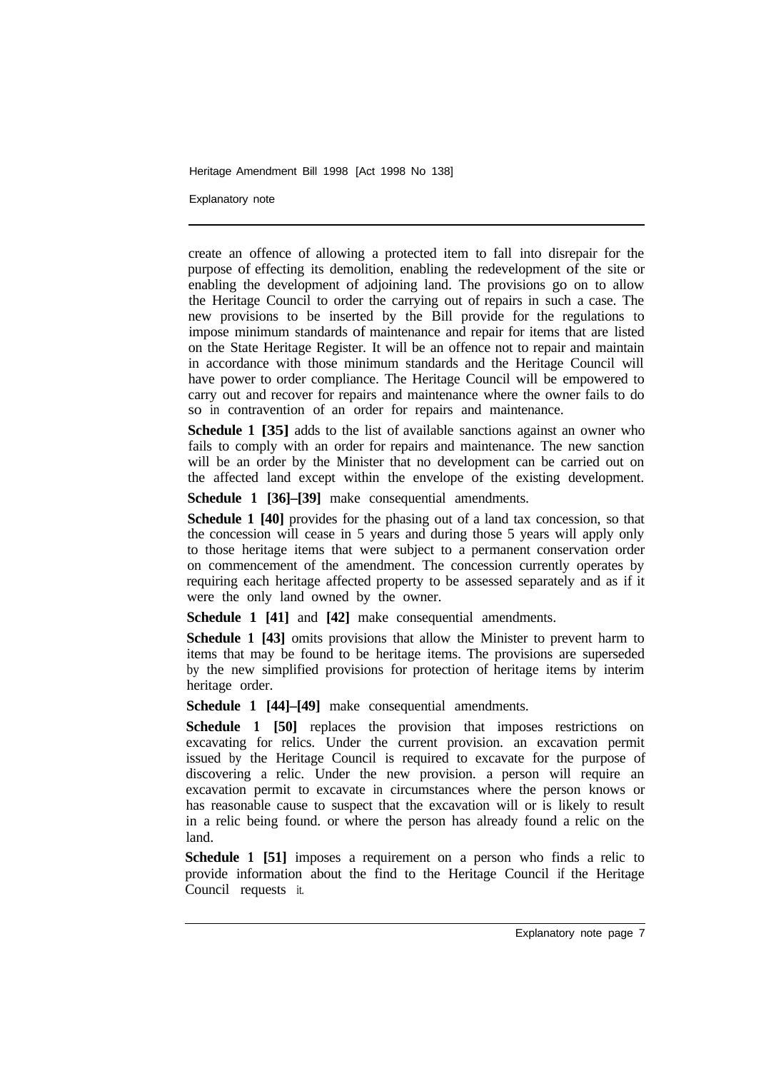create an offence of allowing a protected item to fall into disrepair for the purpose of effecting its demolition, enabling the redevelopment of the site or enabling the development of adjoining land. The provisions go on to allow the Heritage Council to order the carrying out of repairs in such a case. The new provisions to be inserted by the Bill provide for the regulations to impose minimum standards of maintenance and repair for items that are listed on the State Heritage Register. It will be an offence not to repair and maintain in accordance with those minimum standards and the Heritage Council will have power to order compliance. The Heritage Council will be empowered to carry out and recover for repairs and maintenance where the owner fails to do so in contravention of an order for repairs and maintenance.

**Schedule 1 [35]** adds to the list of available sanctions against an owner who fails to comply with an order for repairs and maintenance. The new sanction will be an order by the Minister that no development can be carried out on the affected land except within the envelope of the existing development.

**Schedule 1 [36]–[39]** make consequential amendments.

**Schedule 1 [40]** provides for the phasing out of a land tax concession, so that the concession will cease in 5 years and during those 5 years will apply only to those heritage items that were subject to a permanent conservation order on commencement of the amendment. The concession currently operates by requiring each heritage affected property to be assessed separately and as if it were the only land owned by the owner.

**Schedule 1 [41]** and **[42]** make consequential amendments.

**Schedule 1 [43]** omits provisions that allow the Minister to prevent harm to items that may be found to be heritage items. The provisions are superseded by the new simplified provisions for protection of heritage items by interim heritage order.

**Schedule 1 [44]–[49]** make consequential amendments.

**Schedule 1 [50]** replaces the provision that imposes restrictions on excavating for relics. Under the current provision. an excavation permit issued by the Heritage Council is required to excavate for the purpose of discovering a relic. Under the new provision. a person will require an excavation permit to excavate in circumstances where the person knows or has reasonable cause to suspect that the excavation will or is likely to result in a relic being found. or where the person has already found a relic on the land.

**Schedule 1 [51]** imposes a requirement on a person who finds a relic to provide information about the find to the Heritage Council if the Heritage Council requests it.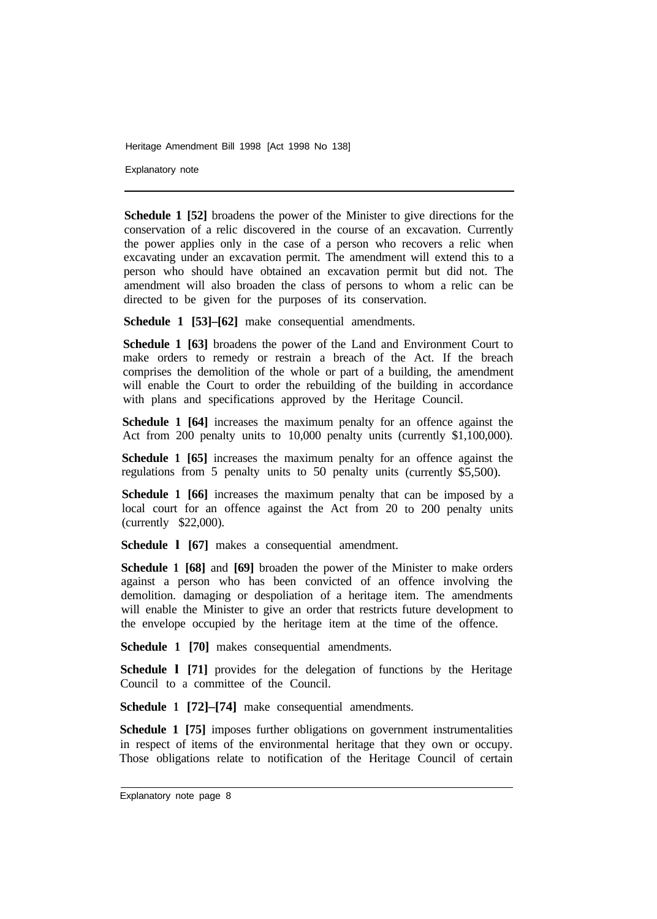**Schedule 1 [52]** broadens the power of the Minister to give directions for the conservation of a relic discovered in the course of an excavation. Currently the power applies only in the case of a person who recovers a relic when excavating under an excavation permit. The amendment will extend this to a person who should have obtained an excavation permit but did not. The amendment will also broaden the class of persons to whom a relic can be directed to be given for the purposes of its conservation.

**Schedule 1 [53]–[62]** make consequential amendments.

**Schedule 1 [63]** broadens the power of the Land and Environment Court to make orders to remedy or restrain a breach of the Act. If the breach comprises the demolition of the whole or part of a building, the amendment will enable the Court to order the rebuilding of the building in accordance with plans and specifications approved by the Heritage Council.

**Schedule 1 [64]** increases the maximum penalty for an offence against the Act from 200 penalty units to 10,000 penalty units (currently $1,100,000).

**Schedule 1 [65]** increases the maximum penalty for an offence against the regulations from 5 penalty units to 50 penalty units (currently $5,500).

**Schedule 1 [66]** increases the maximum penalty that can be imposed by a local court for an offence against the Act from 20 to 200 penalty units (currently $22,000).

**Schedule 1 [67]** makes a consequential amendment.

**Schedule 1 [68]** and **[69]** broaden the power of the Minister to make orders against a person who has been convicted of an offence involving the demolition. damaging or despoliation of a heritage item. The amendments will enable the Minister to give an order that restricts future development to the envelope occupied by the heritage item at the time of the offence.

**Schedule 1 [70]** makes consequential amendments.

**Schedule 1 [71]** provides for the delegation of functions by the Heritage Council to a committee of the Council.

**Schedule 1 [72]–[74]** make consequential amendments.

**Schedule 1 [75]** imposes further obligations on government instrumentalities in respect of items of the environmental heritage that they own or occupy. Those obligations relate to notification of the Heritage Council of certain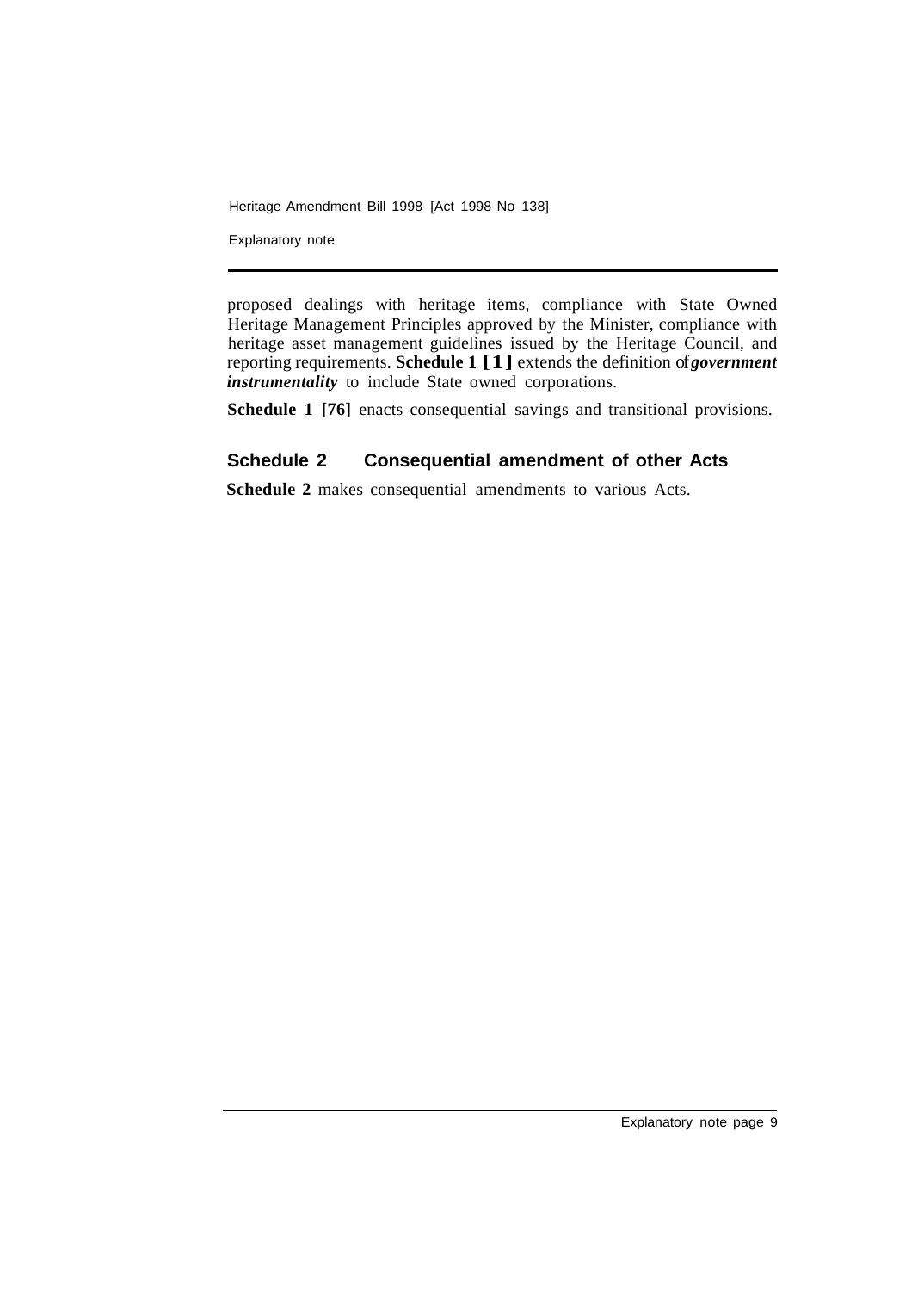proposed dealings with heritage items, compliance with State Owned Heritage Management Principles approved by the Minister, compliance with heritage asset management guidelines issued by the Heritage Council, and reporting requirements. **Schedule 1 [1]** extends the definition of ***government instrumentality*** to include State owned corporations.

**Schedule 1 [76]** enacts consequential savings and transitional provisions.

## Schedule 2 Consequential amendment of other Acts

**Schedule 2** makes consequential amendments to various Acts.